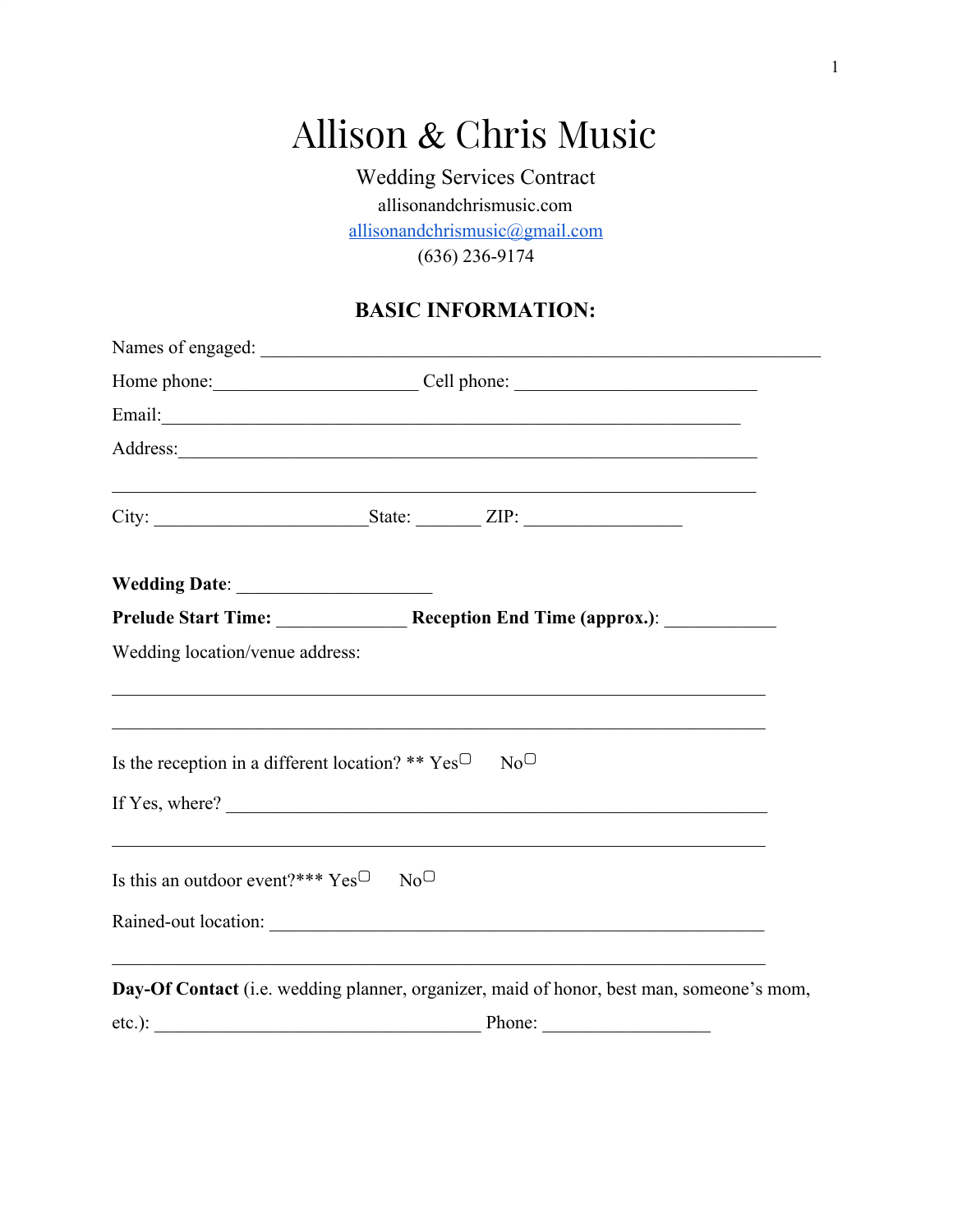# Allison & Chris Music

Wedding Services Contract

allisonandchrismusic.com

allisonandchrismusic@gmail.com

(636) 236-9174

## BASIC INFORMATION:

Names of engaged: ______________________________________________________________

Home phone:______________________ Cell phone: __________________________

Email:_______________________________________________________________

Address:______________________________________________________________

_____________________________________________________________________

City: _______________________State: _______ ZIP: _________________

**Wedding Date**: _____________________

**Prelude Start Time:** ______________ **Reception End Time (approx.)**: ____________

Wedding location/venue address:

_____________________________________________________________________

_____________________________________________________________________

Is the reception in a different location? ** Yes☐ No☐

If Yes, where? __________________________________________________________

_____________________________________________________________________

Is this an outdoor event?*** Yes☐ No☐

Rained-out location: _____________________________________________________

_____________________________________________________________________

**Day-Of Contact** (i.e. wedding planner, organizer, maid of honor, best man, someone's mom, etc.): ___________________________________ Phone: __________________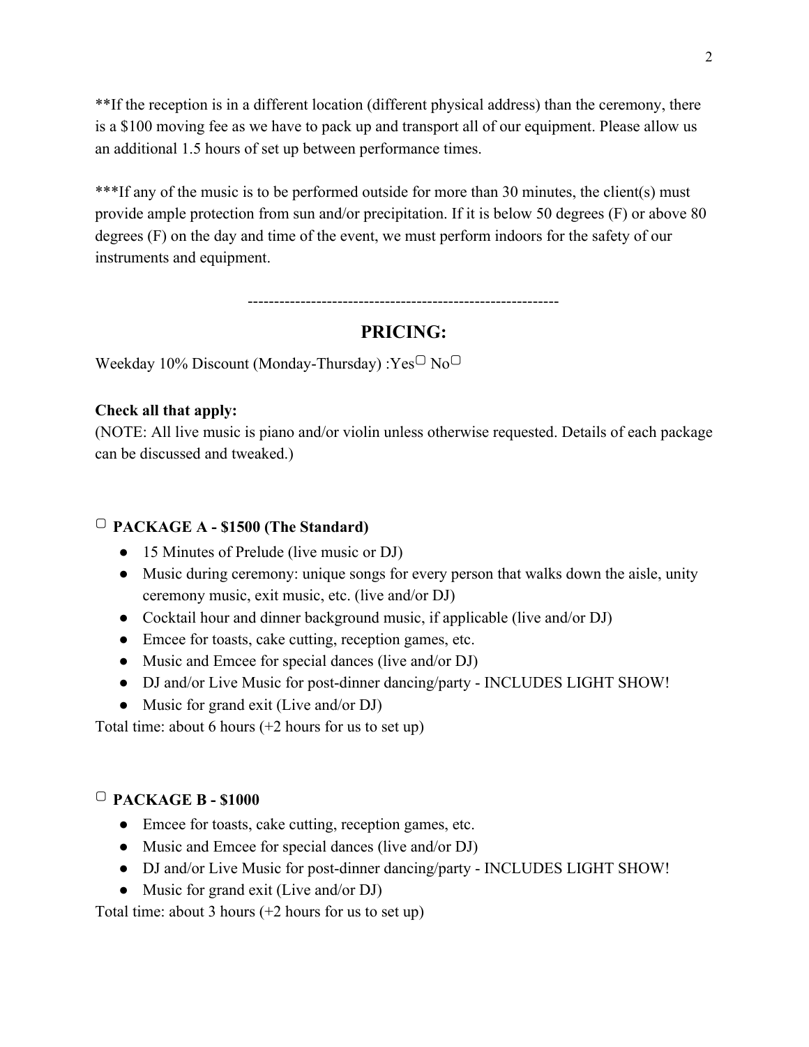**If the reception is in a different location (different physical address) than the ceremony, there is a $100 moving fee as we have to pack up and transport all of our equipment. Please allow us an additional 1.5 hours of set up between performance times.

***If any of the music is to be performed outside for more than 30 minutes, the client(s) must provide ample protection from sun and/or precipitation. If it is below 50 degrees (F) or above 80 degrees (F) on the day and time of the event, we must perform indoors for the safety of our instruments and equipment.

---

## PRICING:

Weekday 10% Discount (Monday-Thursday) :Yes▢ No▢

**Check all that apply:**
(NOTE: All live music is piano and/or violin unless otherwise requested. Details of each package can be discussed and tweaked.)

▢ **PACKAGE A - $1500 (The Standard)**

- 15 Minutes of Prelude (live music or DJ)
- Music during ceremony: unique songs for every person that walks down the aisle, unity ceremony music, exit music, etc. (live and/or DJ)
- Cocktail hour and dinner background music, if applicable (live and/or DJ)
- Emcee for toasts, cake cutting, reception games, etc.
- Music and Emcee for special dances (live and/or DJ)
- DJ and/or Live Music for post-dinner dancing/party - INCLUDES LIGHT SHOW!
- Music for grand exit (Live and/or DJ)

Total time: about 6 hours (+2 hours for us to set up)

▢ **PACKAGE B - $1000**

- Emcee for toasts, cake cutting, reception games, etc.
- Music and Emcee for special dances (live and/or DJ)
- DJ and/or Live Music for post-dinner dancing/party - INCLUDES LIGHT SHOW!
- Music for grand exit (Live and/or DJ)

Total time: about 3 hours (+2 hours for us to set up)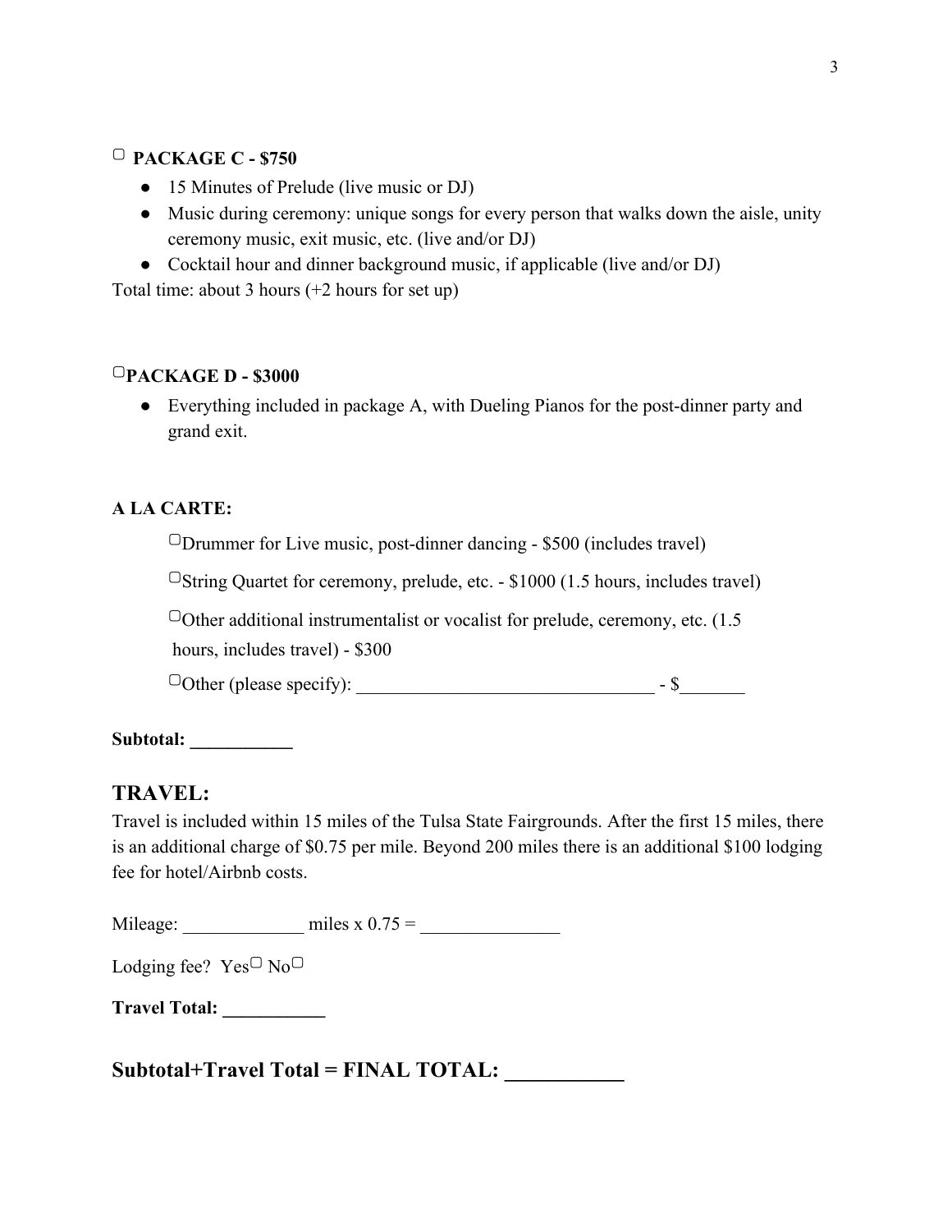▢ **PACKAGE C - $750**

- 15 Minutes of Prelude (live music or DJ)
- Music during ceremony: unique songs for every person that walks down the aisle, unity ceremony music, exit music, etc. (live and/or DJ)
- Cocktail hour and dinner background music, if applicable (live and/or DJ)

Total time: about 3 hours (+2 hours for set up)

▢**PACKAGE D - $3000**

- Everything included in package A, with Dueling Pianos for the post-dinner party and grand exit.

**A LA CARTE:**

▢Drummer for Live music, post-dinner dancing - $500 (includes travel)

▢String Quartet for ceremony, prelude, etc. - $1000 (1.5 hours, includes travel)

▢Other additional instrumentalist or vocalist for prelude, ceremony, etc. (1.5 hours, includes travel) - $300

▢Other (please specify): ________________________________ - $_______

**Subtotal: ___________**

## TRAVEL:

Travel is included within 15 miles of the Tulsa State Fairgrounds. After the first 15 miles, there is an additional charge of $0.75 per mile. Beyond 200 miles there is an additional $100 lodging fee for hotel/Airbnb costs.

Mileage: _____________ miles x 0.75 = _______________

Lodging fee? Yes▢ No▢

**Travel Total: ___________**

## Subtotal+Travel Total = FINAL TOTAL: ___________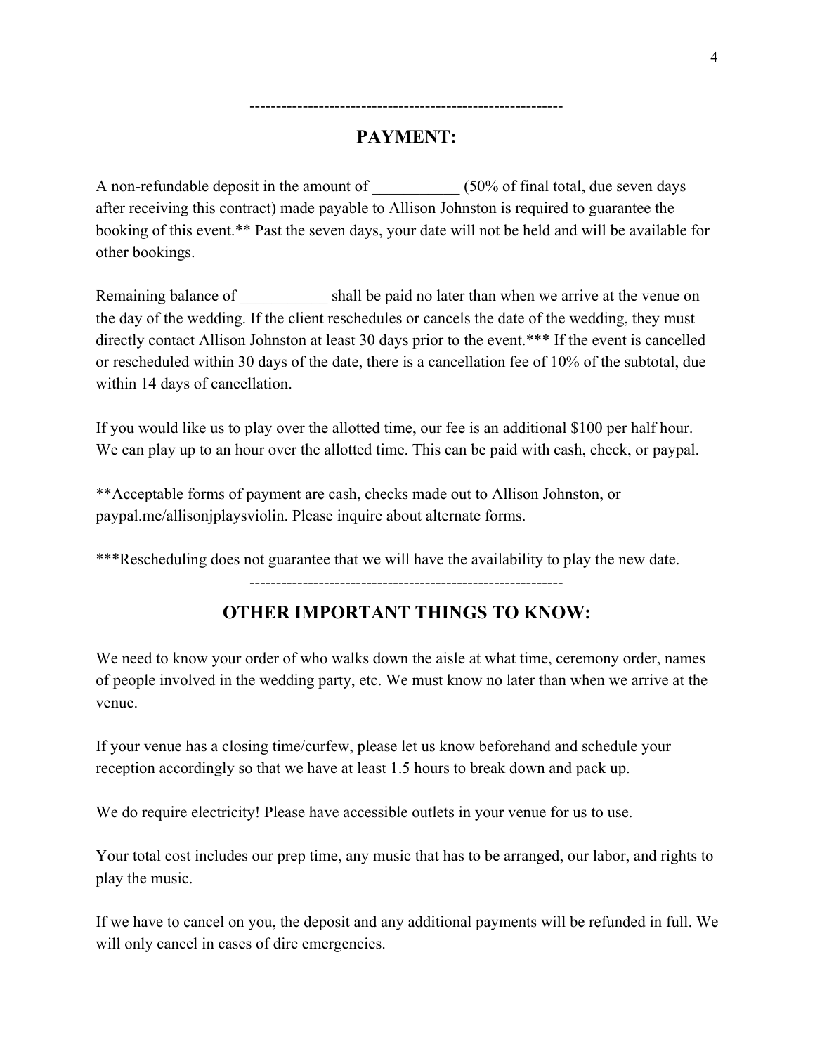----------------------------------------------------------

## PAYMENT:

A non-refundable deposit in the amount of ___________ (50% of final total, due seven days after receiving this contract) made payable to Allison Johnston is required to guarantee the booking of this event.** Past the seven days, your date will not be held and will be available for other bookings.

Remaining balance of ___________ shall be paid no later than when we arrive at the venue on the day of the wedding. If the client reschedules or cancels the date of the wedding, they must directly contact Allison Johnston at least 30 days prior to the event.*** If the event is cancelled or rescheduled within 30 days of the date, there is a cancellation fee of 10% of the subtotal, due within 14 days of cancellation.

If you would like us to play over the allotted time, our fee is an additional $100 per half hour. We can play up to an hour over the allotted time. This can be paid with cash, check, or paypal.

**Acceptable forms of payment are cash, checks made out to Allison Johnston, or paypal.me/allisonjplaysviolin. Please inquire about alternate forms.

***Rescheduling does not guarantee that we will have the availability to play the new date.

----------------------------------------------------------

## OTHER IMPORTANT THINGS TO KNOW:

We need to know your order of who walks down the aisle at what time, ceremony order, names of people involved in the wedding party, etc. We must know no later than when we arrive at the venue.

If your venue has a closing time/curfew, please let us know beforehand and schedule your reception accordingly so that we have at least 1.5 hours to break down and pack up.

We do require electricity! Please have accessible outlets in your venue for us to use.

Your total cost includes our prep time, any music that has to be arranged, our labor, and rights to play the music.

If we have to cancel on you, the deposit and any additional payments will be refunded in full. We will only cancel in cases of dire emergencies.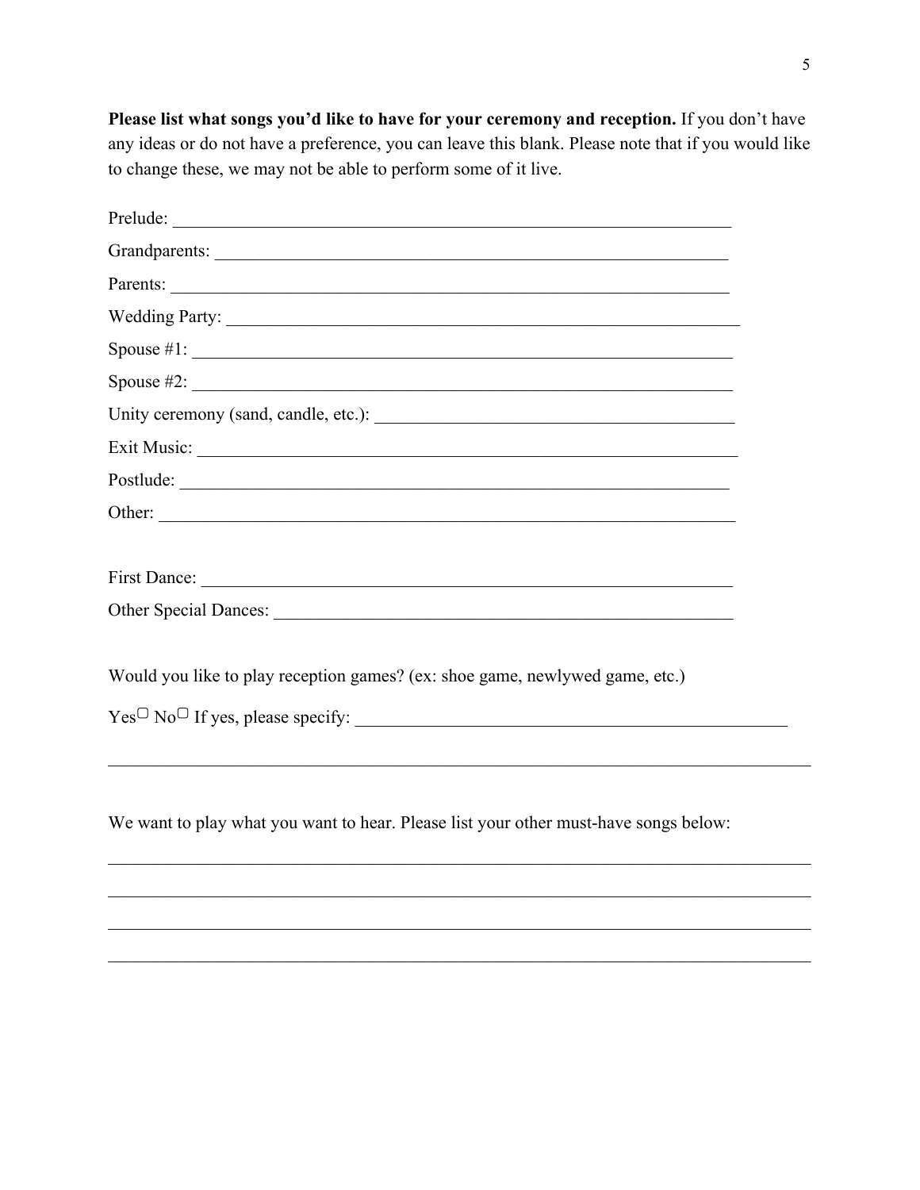**Please list what songs you'd like to have for your ceremony and reception.** If you don't have any ideas or do not have a preference, you can leave this blank. Please note that if you would like to change these, we may not be able to perform some of it live.

Prelude: ______________________________________________________________

Grandparents: __________________________________________________________

Parents: ______________________________________________________________

Wedding Party: _________________________________________________________

Spouse #1: ____________________________________________________________

Spouse #2: ____________________________________________________________

Unity ceremony (sand, candle, etc.): ______________________________________

Exit Music: ___________________________________________________________

Postlude: _____________________________________________________________

Other: _______________________________________________________________

First Dance: ___________________________________________________________

Other Special Dances: ___________________________________________________

Would you like to play reception games? (ex: shoe game, newlywed game, etc.)

Yes☐ No☐ If yes, please specify: _________________________________________

_____________________________________________________________________

We want to play what you want to hear. Please list your other must-have songs below:

_____________________________________________________________________

_____________________________________________________________________

_____________________________________________________________________

_____________________________________________________________________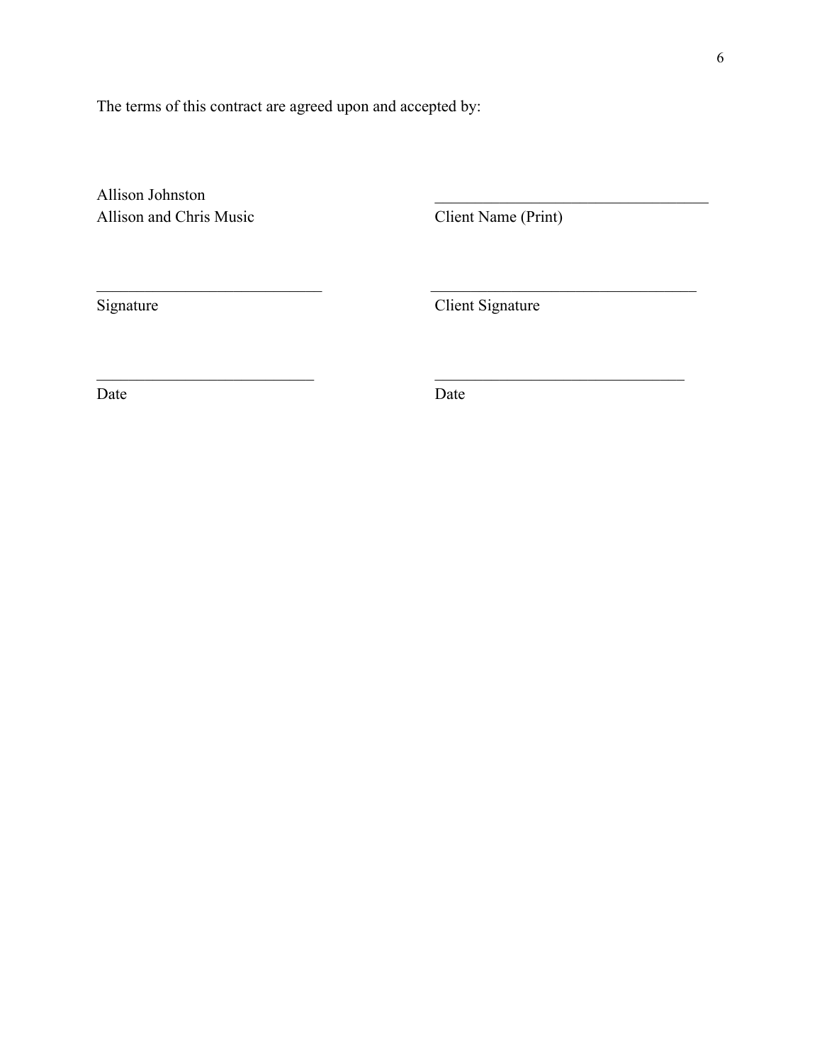The terms of this contract are agreed upon and accepted by:

| | |
|---|---|
| Allison Johnston<br>Allison and Chris Music | ______________________________<br>Client Name (Print) |
| ______________________________<br>Signature | ______________________________<br>Client Signature |
| ______________________________<br>Date | ______________________________<br>Date |